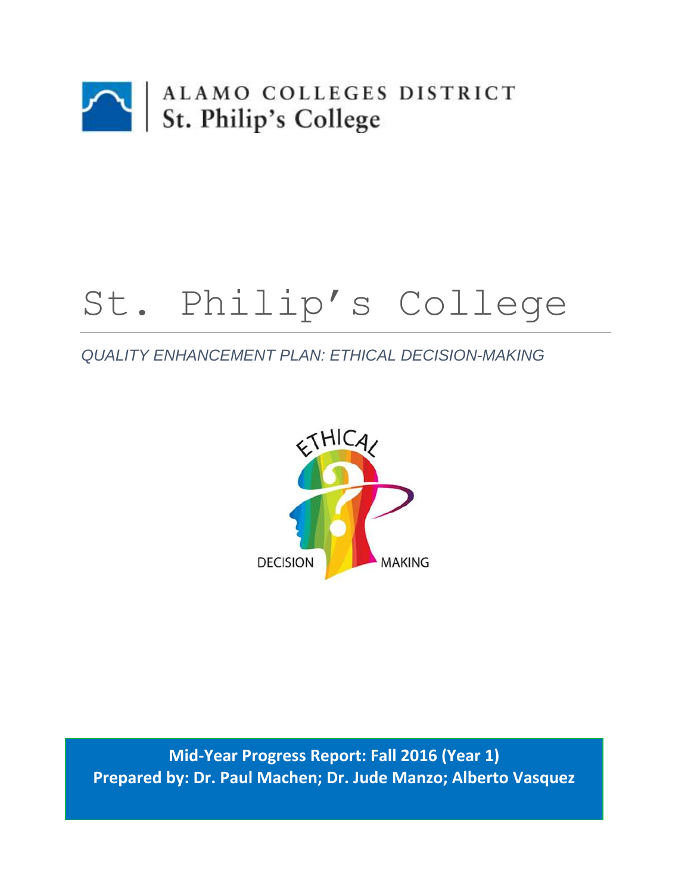ALAMO COLLEGES DISTRICT
St. Philip's College

# St. Philip's College

*QUALITY ENHANCEMENT PLAN: ETHICAL DECISION-MAKING*

ETHICAL DECISION MAKING

**Mid-Year Progress Report: Fall 2016 (Year 1)**
**Prepared by: Dr. Paul Machen; Dr. Jude Manzo; Alberto Vasquez**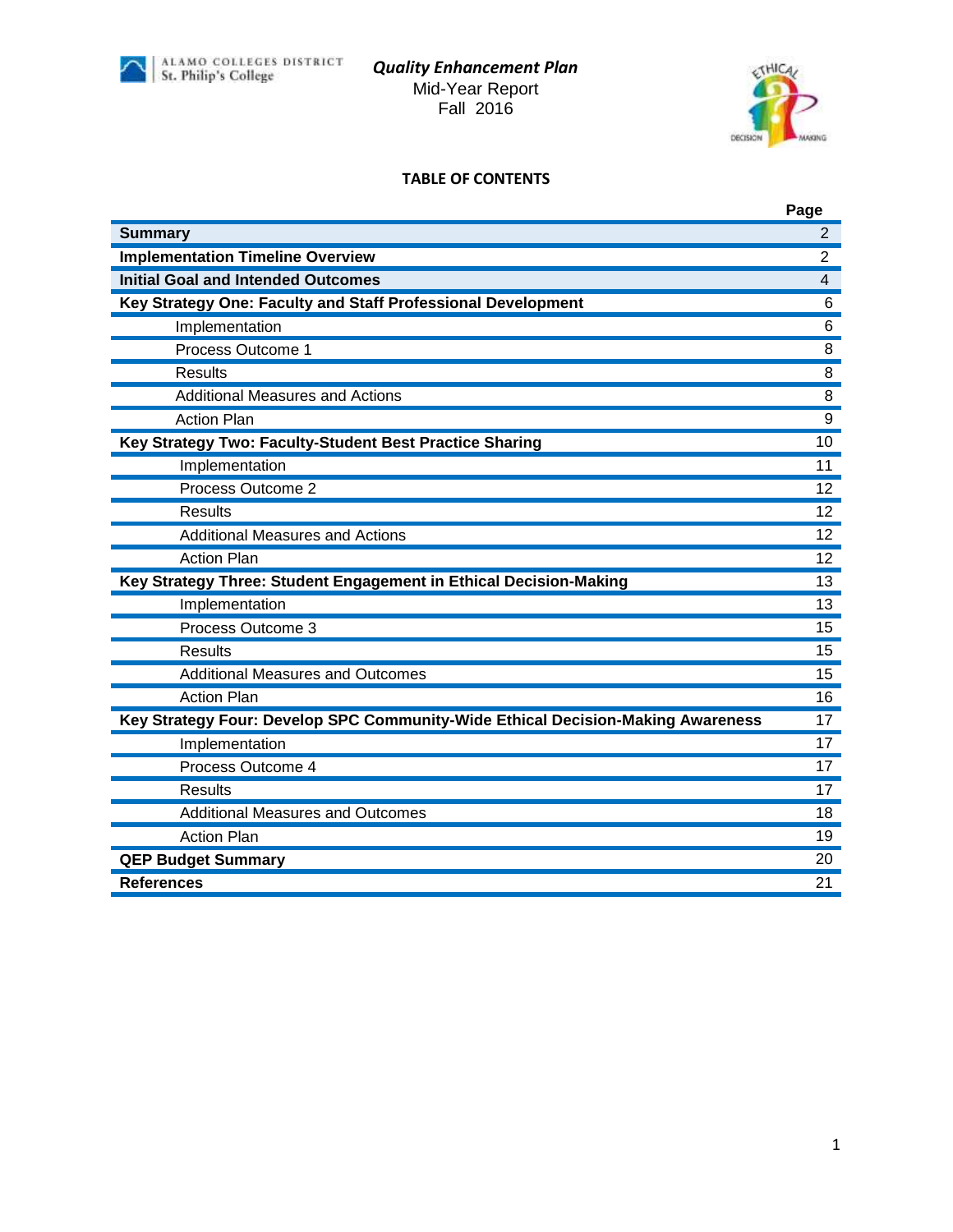Quality Enhancement Plan
Mid-Year Report
Fall 2016

## TABLE OF CONTENTS

| | Page |
|---|---|
| **Summary** | 2 |
| **Implementation Timeline Overview** | 2 |
| **Initial Goal and Intended Outcomes** | 4 |
| **Key Strategy One: Faculty and Staff Professional Development** | 6 |
| Implementation | 6 |
| Process Outcome 1 | 8 |
| Results | 8 |
| Additional Measures and Actions | 8 |
| Action Plan | 9 |
| **Key Strategy Two: Faculty-Student Best Practice Sharing** | 10 |
| Implementation | 11 |
| Process Outcome 2 | 12 |
| Results | 12 |
| Additional Measures and Actions | 12 |
| Action Plan | 12 |
| **Key Strategy Three: Student Engagement in Ethical Decision-Making** | 13 |
| Implementation | 13 |
| Process Outcome 3 | 15 |
| Results | 15 |
| Additional Measures and Outcomes | 15 |
| Action Plan | 16 |
| **Key Strategy Four: Develop SPC Community-Wide Ethical Decision-Making Awareness** | 17 |
| Implementation | 17 |
| Process Outcome 4 | 17 |
| Results | 17 |
| Additional Measures and Outcomes | 18 |
| Action Plan | 19 |
| **QEP Budget Summary** | 20 |
| **References** | 21 |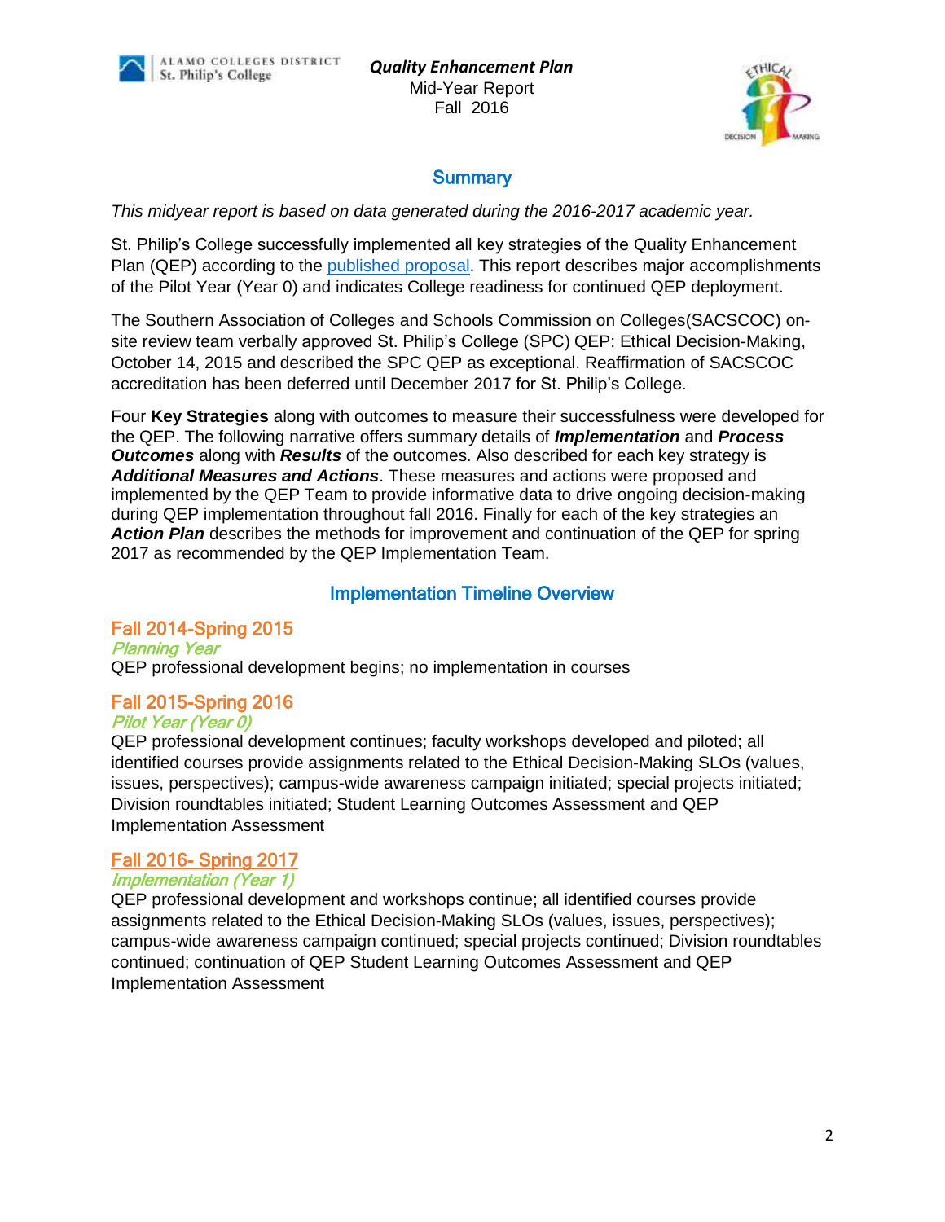*Quality Enhancement Plan*
Mid-Year Report
Fall 2016

## Summary

*This midyear report is based on data generated during the 2016-2017 academic year.*

St. Philip's College successfully implemented all key strategies of the Quality Enhancement Plan (QEP) according to the published proposal. This report describes major accomplishments of the Pilot Year (Year 0) and indicates College readiness for continued QEP deployment.

The Southern Association of Colleges and Schools Commission on Colleges(SACSCOC) on-site review team verbally approved St. Philip's College (SPC) QEP: Ethical Decision-Making, October 14, 2015 and described the SPC QEP as exceptional. Reaffirmation of SACSCOC accreditation has been deferred until December 2017 for St. Philip's College.

Four **Key Strategies** along with outcomes to measure their successfulness were developed for the QEP. The following narrative offers summary details of ***Implementation*** and ***Process Outcomes*** along with ***Results*** of the outcomes. Also described for each key strategy is ***Additional Measures and Actions***. These measures and actions were proposed and implemented by the QEP Team to provide informative data to drive ongoing decision-making during QEP implementation throughout fall 2016. Finally for each of the key strategies an ***Action Plan*** describes the methods for improvement and continuation of the QEP for spring 2017 as recommended by the QEP Implementation Team.

## Implementation Timeline Overview

### Fall 2014-Spring 2015

*Planning Year*

QEP professional development begins; no implementation in courses

### Fall 2015-Spring 2016

*Pilot Year (Year 0)*

QEP professional development continues; faculty workshops developed and piloted; all identified courses provide assignments related to the Ethical Decision-Making SLOs (values, issues, perspectives); campus-wide awareness campaign initiated; special projects initiated; Division roundtables initiated; Student Learning Outcomes Assessment and QEP Implementation Assessment

### Fall 2016- Spring 2017

*Implementation (Year 1)*

QEP professional development and workshops continue; all identified courses provide assignments related to the Ethical Decision-Making SLOs (values, issues, perspectives); campus-wide awareness campaign continued; special projects continued; Division roundtables continued; continuation of QEP Student Learning Outcomes Assessment and QEP Implementation Assessment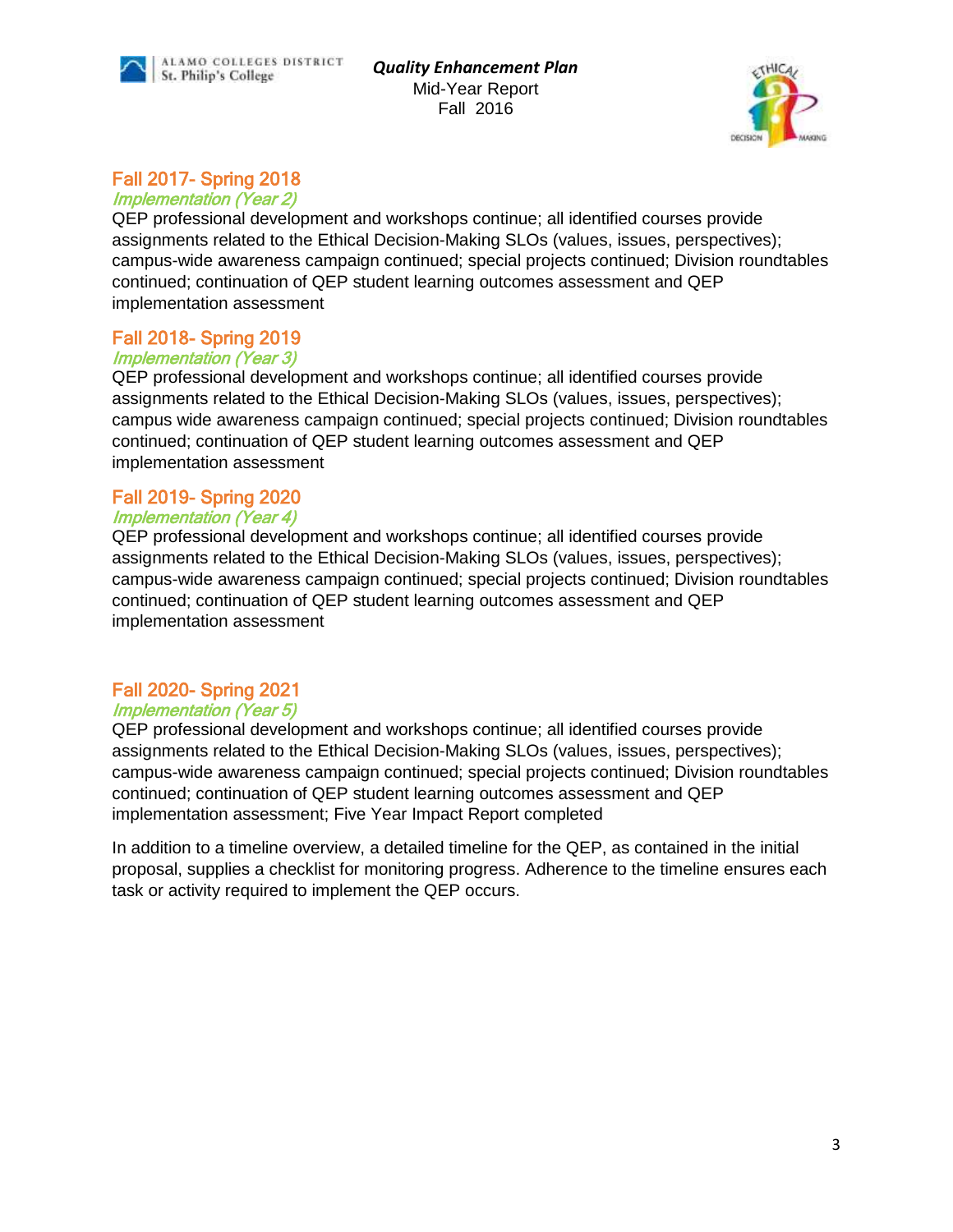## Fall 2017- Spring 2018

*Implementation (Year 2)*

QEP professional development and workshops continue; all identified courses provide assignments related to the Ethical Decision-Making SLOs (values, issues, perspectives); campus-wide awareness campaign continued; special projects continued; Division roundtables continued; continuation of QEP student learning outcomes assessment and QEP implementation assessment

## Fall 2018- Spring 2019

*Implementation (Year 3)*

QEP professional development and workshops continue; all identified courses provide assignments related to the Ethical Decision-Making SLOs (values, issues, perspectives); campus wide awareness campaign continued; special projects continued; Division roundtables continued; continuation of QEP student learning outcomes assessment and QEP implementation assessment

## Fall 2019- Spring 2020

*Implementation (Year 4)*

QEP professional development and workshops continue; all identified courses provide assignments related to the Ethical Decision-Making SLOs (values, issues, perspectives); campus-wide awareness campaign continued; special projects continued; Division roundtables continued; continuation of QEP student learning outcomes assessment and QEP implementation assessment

## Fall 2020- Spring 2021

*Implementation (Year 5)*

QEP professional development and workshops continue; all identified courses provide assignments related to the Ethical Decision-Making SLOs (values, issues, perspectives); campus-wide awareness campaign continued; special projects continued; Division roundtables continued; continuation of QEP student learning outcomes assessment and QEP implementation assessment; Five Year Impact Report completed

In addition to a timeline overview, a detailed timeline for the QEP, as contained in the initial proposal, supplies a checklist for monitoring progress. Adherence to the timeline ensures each task or activity required to implement the QEP occurs.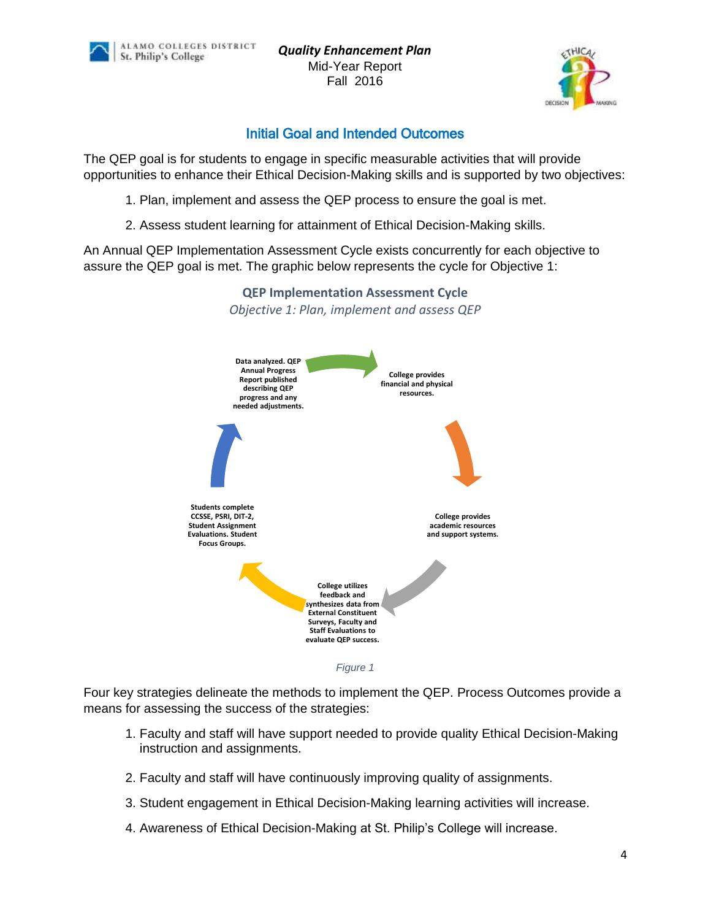## Initial Goal and Intended Outcomes

The QEP goal is for students to engage in specific measurable activities that will provide opportunities to enhance their Ethical Decision-Making skills and is supported by two objectives:

1. Plan, implement and assess the QEP process to ensure the goal is met.
2. Assess student learning for attainment of Ethical Decision-Making skills.

An Annual QEP Implementation Assessment Cycle exists concurrently for each objective to assure the QEP goal is met. The graphic below represents the cycle for Objective 1:

**QEP Implementation Assessment Cycle**

*Objective 1: Plan, implement and assess QEP*

- College provides financial and physical resources.
- College provides academic resources and support systems.
- College utilizes feedback and synthesizes data from External Constituent Surveys, Faculty and Staff Evaluations to evaluate QEP success.
- Students complete CCSSE, PSRI, DIT-2, Student Assignment Evaluations. Student Focus Groups.
- Data analyzed. QEP Annual Progress Report published describing QEP progress and any needed adjustments.

*Figure 1*

Four key strategies delineate the methods to implement the QEP. Process Outcomes provide a means for assessing the success of the strategies:

1. Faculty and staff will have support needed to provide quality Ethical Decision-Making instruction and assignments.
2. Faculty and staff will have continuously improving quality of assignments.
3. Student engagement in Ethical Decision-Making learning activities will increase.
4. Awareness of Ethical Decision-Making at St. Philip's College will increase.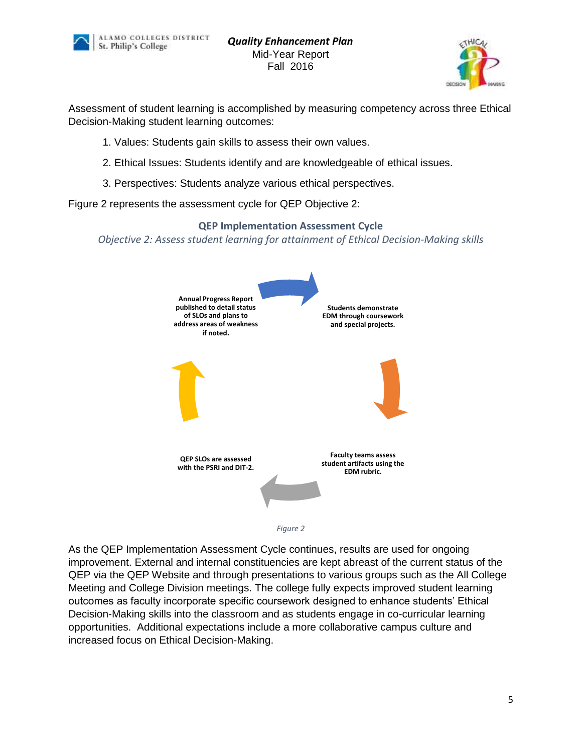Assessment of student learning is accomplished by measuring competency across three Ethical Decision-Making student learning outcomes:

1. Values: Students gain skills to assess their own values.
2. Ethical Issues: Students identify and are knowledgeable of ethical issues.
3. Perspectives: Students analyze various ethical perspectives.

Figure 2 represents the assessment cycle for QEP Objective 2:

**QEP Implementation Assessment Cycle**

*Objective 2: Assess student learning for attainment of Ethical Decision-Making skills*

**Students demonstrate EDM through coursework and special projects.**

**Faculty teams assess student artifacts using the EDM rubric.**

**QEP SLOs are assessed with the PSRI and DIT-2.**

**Annual Progress Report published to detail status of SLOs and plans to address areas of weakness if noted.**

*Figure 2*

As the QEP Implementation Assessment Cycle continues, results are used for ongoing improvement. External and internal constituencies are kept abreast of the current status of the QEP via the QEP Website and through presentations to various groups such as the All College Meeting and College Division meetings. The college fully expects improved student learning outcomes as faculty incorporate specific coursework designed to enhance students' Ethical Decision-Making skills into the classroom and as students engage in co-curricular learning opportunities. Additional expectations include a more collaborative campus culture and increased focus on Ethical Decision-Making.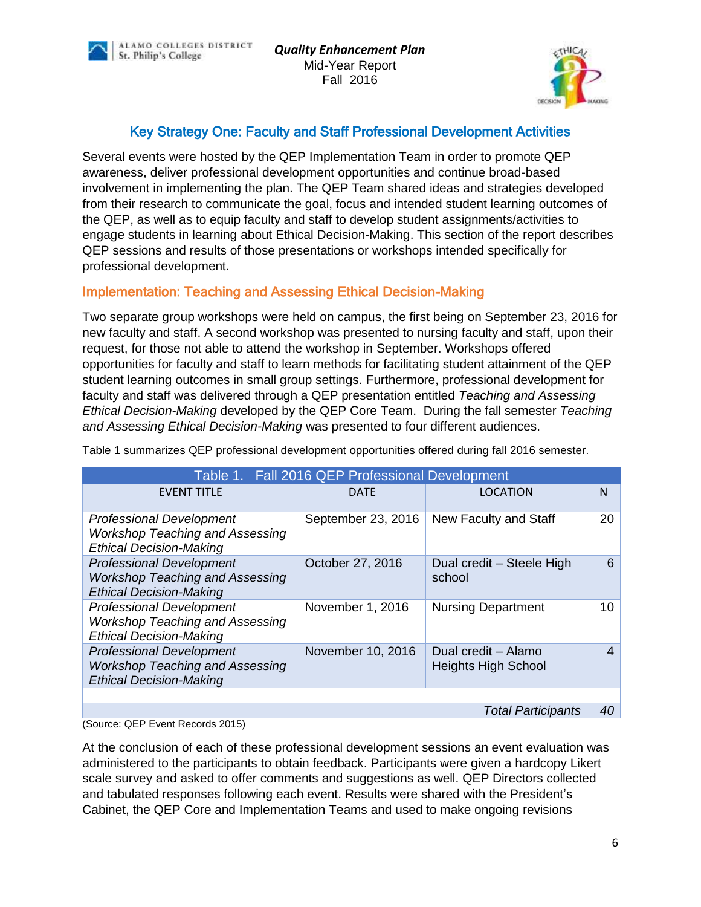## Key Strategy One: Faculty and Staff Professional Development Activities

Several events were hosted by the QEP Implementation Team in order to promote QEP awareness, deliver professional development opportunities and continue broad-based involvement in implementing the plan. The QEP Team shared ideas and strategies developed from their research to communicate the goal, focus and intended student learning outcomes of the QEP, as well as to equip faculty and staff to develop student assignments/activities to engage students in learning about Ethical Decision-Making. This section of the report describes QEP sessions and results of those presentations or workshops intended specifically for professional development.

### Implementation: Teaching and Assessing Ethical Decision-Making

Two separate group workshops were held on campus, the first being on September 23, 2016 for new faculty and staff. A second workshop was presented to nursing faculty and staff, upon their request, for those not able to attend the workshop in September. Workshops offered opportunities for faculty and staff to learn methods for facilitating student attainment of the QEP student learning outcomes in small group settings. Furthermore, professional development for faculty and staff was delivered through a QEP presentation entitled *Teaching and Assessing Ethical Decision-Making* developed by the QEP Core Team. During the fall semester *Teaching and Assessing Ethical Decision-Making* was presented to four different audiences.

Table 1 summarizes QEP professional development opportunities offered during fall 2016 semester.

| Table 1. Fall 2016 QEP Professional Development | | | |
|---|---|---|---|
| EVENT TITLE | DATE | LOCATION | N |
| *Professional Development Workshop Teaching and Assessing Ethical Decision-Making* | September 23, 2016 | New Faculty and Staff | 20 |
| *Professional Development Workshop Teaching and Assessing Ethical Decision-Making* | October 27, 2016 | Dual credit – Steele High school | 6 |
| *Professional Development Workshop Teaching and Assessing Ethical Decision-Making* | November 1, 2016 | Nursing Department | 10 |
| *Professional Development Workshop Teaching and Assessing Ethical Decision-Making* | November 10, 2016 | Dual credit – Alamo Heights High School | 4 |
| | | | |
| | | *Total Participants* | *40* |

(Source: QEP Event Records 2015)

At the conclusion of each of these professional development sessions an event evaluation was administered to the participants to obtain feedback. Participants were given a hardcopy Likert scale survey and asked to offer comments and suggestions as well. QEP Directors collected and tabulated responses following each event. Results were shared with the President's Cabinet, the QEP Core and Implementation Teams and used to make ongoing revisions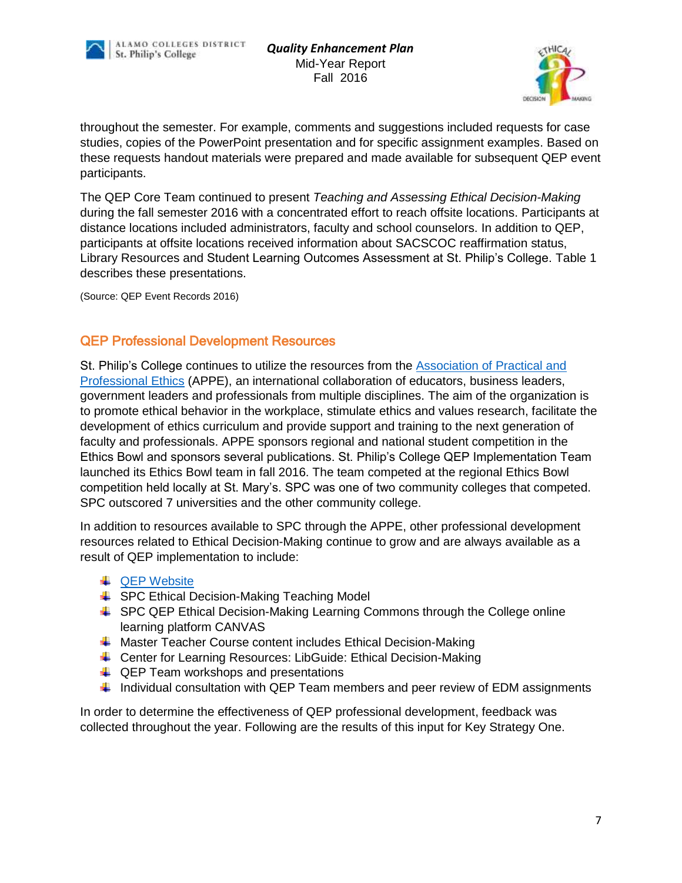throughout the semester. For example, comments and suggestions included requests for case studies, copies of the PowerPoint presentation and for specific assignment examples. Based on these requests handout materials were prepared and made available for subsequent QEP event participants.

The QEP Core Team continued to present *Teaching and Assessing Ethical Decision-Making* during the fall semester 2016 with a concentrated effort to reach offsite locations. Participants at distance locations included administrators, faculty and school counselors. In addition to QEP, participants at offsite locations received information about SACSCOC reaffirmation status, Library Resources and Student Learning Outcomes Assessment at St. Philip's College. Table 1 describes these presentations.

(Source: QEP Event Records 2016)

## QEP Professional Development Resources

St. Philip's College continues to utilize the resources from the [Association of Practical and Professional Ethics] (APPE), an international collaboration of educators, business leaders, government leaders and professionals from multiple disciplines. The aim of the organization is to promote ethical behavior in the workplace, stimulate ethics and values research, facilitate the development of ethics curriculum and provide support and training to the next generation of faculty and professionals. APPE sponsors regional and national student competition in the Ethics Bowl and sponsors several publications. St. Philip's College QEP Implementation Team launched its Ethics Bowl team in fall 2016. The team competed at the regional Ethics Bowl competition held locally at St. Mary's. SPC was one of two community colleges that competed. SPC outscored 7 universities and the other community college.

In addition to resources available to SPC through the APPE, other professional development resources related to Ethical Decision-Making continue to grow and are always available as a result of QEP implementation to include:

- [QEP Website]
- SPC Ethical Decision-Making Teaching Model
- SPC QEP Ethical Decision-Making Learning Commons through the College online learning platform CANVAS
- Master Teacher Course content includes Ethical Decision-Making
- Center for Learning Resources: LibGuide: Ethical Decision-Making
- QEP Team workshops and presentations
- Individual consultation with QEP Team members and peer review of EDM assignments

In order to determine the effectiveness of QEP professional development, feedback was collected throughout the year. Following are the results of this input for Key Strategy One.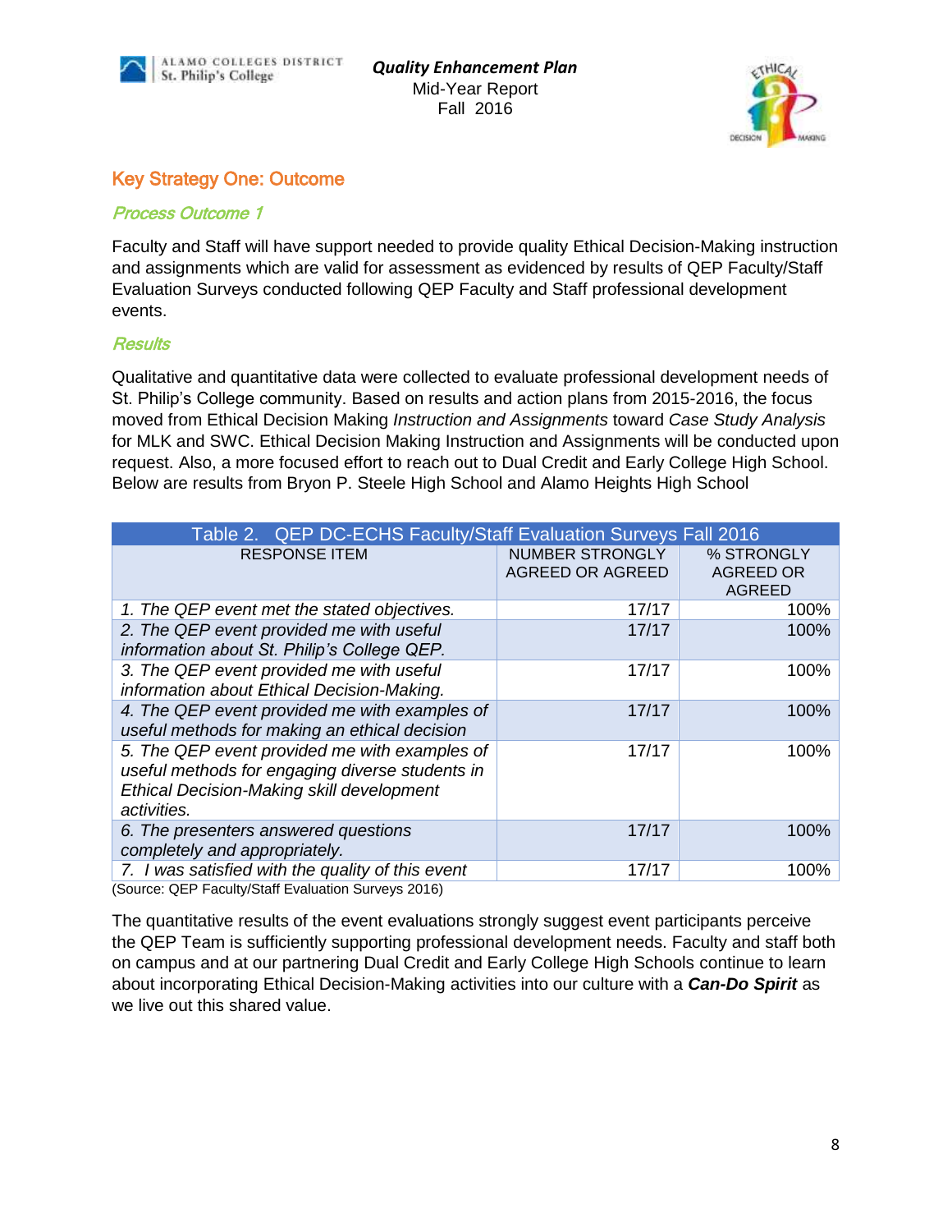## Key Strategy One: Outcome

### *Process Outcome 1*

Faculty and Staff will have support needed to provide quality Ethical Decision-Making instruction and assignments which are valid for assessment as evidenced by results of QEP Faculty/Staff Evaluation Surveys conducted following QEP Faculty and Staff professional development events.

### *Results*

Qualitative and quantitative data were collected to evaluate professional development needs of St. Philip's College community. Based on results and action plans from 2015-2016, the focus moved from Ethical Decision Making *Instruction and Assignments* toward *Case Study Analysis* for MLK and SWC. Ethical Decision Making Instruction and Assignments will be conducted upon request. Also, a more focused effort to reach out to Dual Credit and Early College High School. Below are results from Bryon P. Steele High School and Alamo Heights High School

Table 2. QEP DC-ECHS Faculty/Staff Evaluation Surveys Fall 2016

| RESPONSE ITEM | NUMBER STRONGLY AGREED OR AGREED | % STRONGLY AGREED OR AGREED |
|---|---|---|
| *1. The QEP event met the stated objectives.* | 17/17 | 100% |
| *2. The QEP event provided me with useful information about St. Philip's College QEP.* | 17/17 | 100% |
| *3. The QEP event provided me with useful information about Ethical Decision-Making.* | 17/17 | 100% |
| *4. The QEP event provided me with examples of useful methods for making an ethical decision* | 17/17 | 100% |
| *5. The QEP event provided me with examples of useful methods for engaging diverse students in Ethical Decision-Making skill development activities.* | 17/17 | 100% |
| *6. The presenters answered questions completely and appropriately.* | 17/17 | 100% |
| *7. I was satisfied with the quality of this event* | 17/17 | 100% |

(Source: QEP Faculty/Staff Evaluation Surveys 2016)

The quantitative results of the event evaluations strongly suggest event participants perceive the QEP Team is sufficiently supporting professional development needs. Faculty and staff both on campus and at our partnering Dual Credit and Early College High Schools continue to learn about incorporating Ethical Decision-Making activities into our culture with a ***Can-Do Spirit*** as we live out this shared value.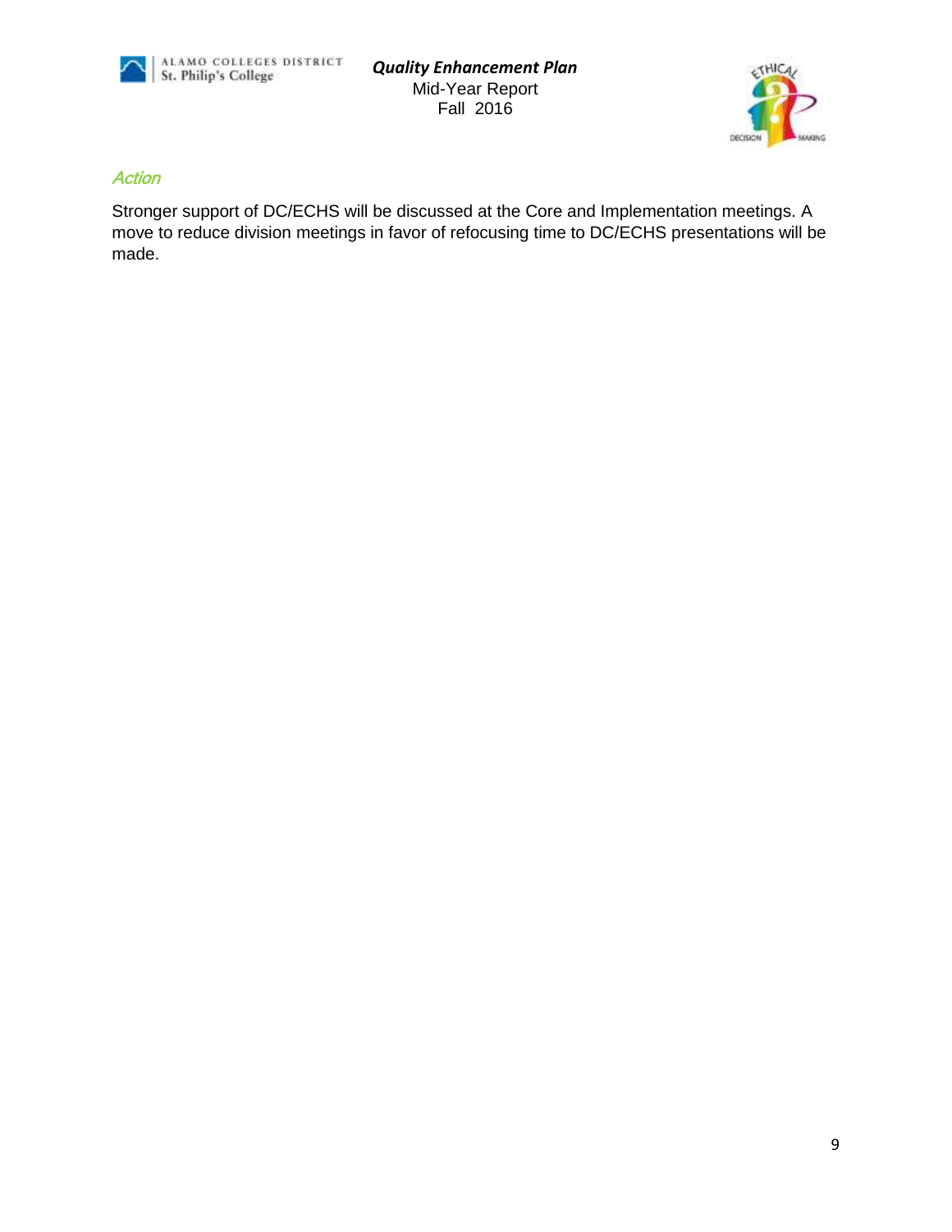### *Action*

Stronger support of DC/ECHS will be discussed at the Core and Implementation meetings. A move to reduce division meetings in favor of refocusing time to DC/ECHS presentations will be made.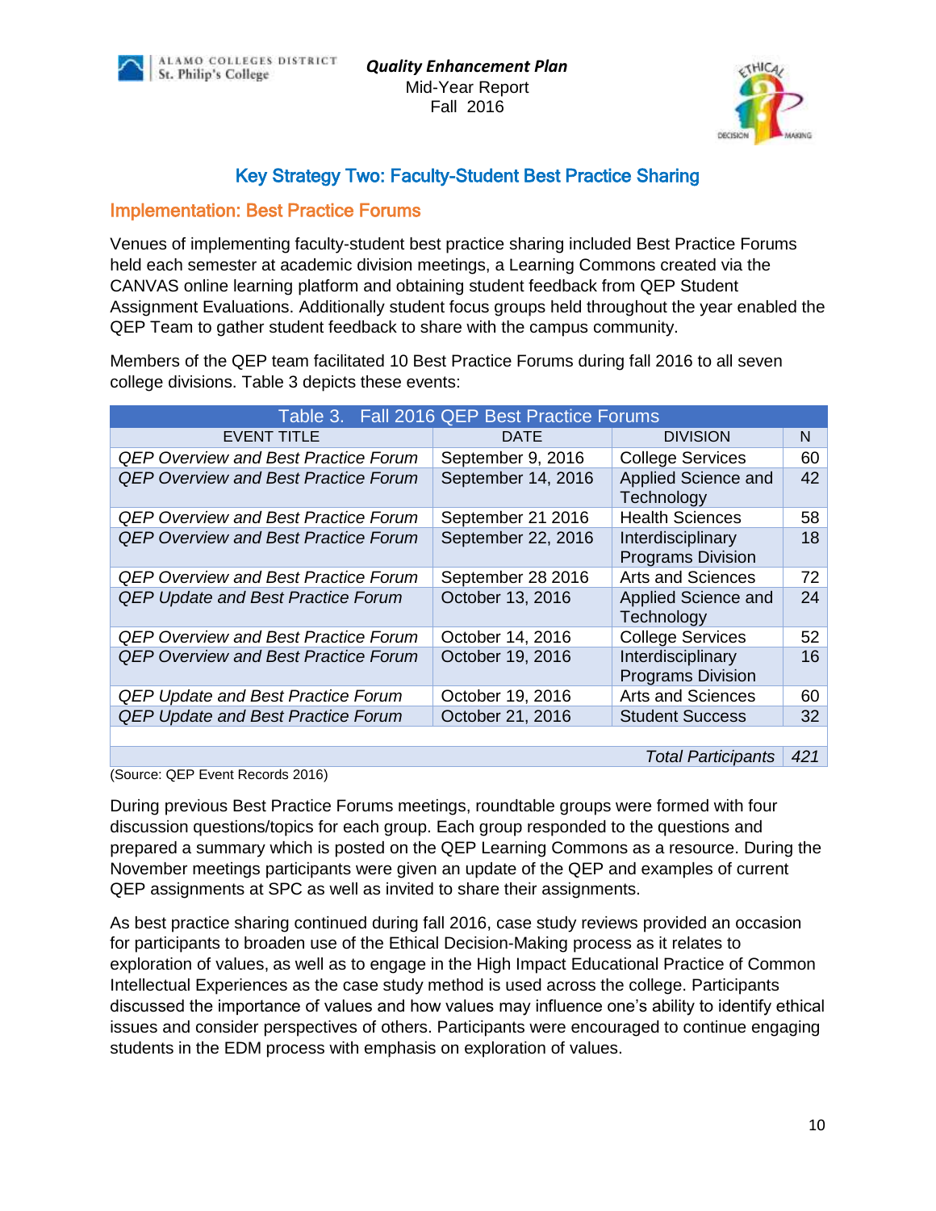## Key Strategy Two: Faculty-Student Best Practice Sharing

### Implementation: Best Practice Forums

Venues of implementing faculty-student best practice sharing included Best Practice Forums held each semester at academic division meetings, a Learning Commons created via the CANVAS online learning platform and obtaining student feedback from QEP Student Assignment Evaluations. Additionally student focus groups held throughout the year enabled the QEP Team to gather student feedback to share with the campus community.

Members of the QEP team facilitated 10 Best Practice Forums during fall 2016 to all seven college divisions. Table 3 depicts these events:

| Table 3. Fall 2016 QEP Best Practice Forums | | | |
|---|---|---|---|
| EVENT TITLE | DATE | DIVISION | N |
| *QEP Overview and Best Practice Forum* | September 9, 2016 | College Services | 60 |
| *QEP Overview and Best Practice Forum* | September 14, 2016 | Applied Science and Technology | 42 |
| *QEP Overview and Best Practice Forum* | September 21 2016 | Health Sciences | 58 |
| *QEP Overview and Best Practice Forum* | September 22, 2016 | Interdisciplinary Programs Division | 18 |
| *QEP Overview and Best Practice Forum* | September 28 2016 | Arts and Sciences | 72 |
| *QEP Update and Best Practice Forum* | October 13, 2016 | Applied Science and Technology | 24 |
| *QEP Overview and Best Practice Forum* | October 14, 2016 | College Services | 52 |
| *QEP Overview and Best Practice Forum* | October 19, 2016 | Interdisciplinary Programs Division | 16 |
| *QEP Update and Best Practice Forum* | October 19, 2016 | Arts and Sciences | 60 |
| *QEP Update and Best Practice Forum* | October 21, 2016 | Student Success | 32 |
| | | *Total Participants* | *421* |

(Source: QEP Event Records 2016)

During previous Best Practice Forums meetings, roundtable groups were formed with four discussion questions/topics for each group. Each group responded to the questions and prepared a summary which is posted on the QEP Learning Commons as a resource. During the November meetings participants were given an update of the QEP and examples of current QEP assignments at SPC as well as invited to share their assignments.

As best practice sharing continued during fall 2016, case study reviews provided an occasion for participants to broaden use of the Ethical Decision-Making process as it relates to exploration of values, as well as to engage in the High Impact Educational Practice of Common Intellectual Experiences as the case study method is used across the college. Participants discussed the importance of values and how values may influence one's ability to identify ethical issues and consider perspectives of others. Participants were encouraged to continue engaging students in the EDM process with emphasis on exploration of values.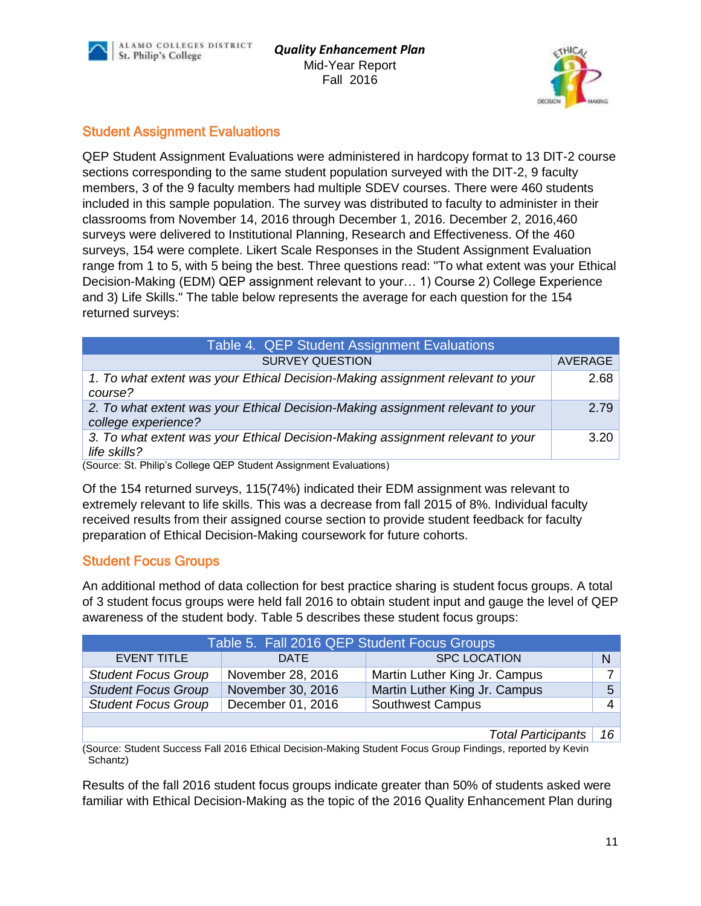## Student Assignment Evaluations

QEP Student Assignment Evaluations were administered in hardcopy format to 13 DIT-2 course sections corresponding to the same student population surveyed with the DIT-2, 9 faculty members, 3 of the 9 faculty members had multiple SDEV courses. There were 460 students included in this sample population. The survey was distributed to faculty to administer in their classrooms from November 14, 2016 through December 1, 2016. December 2, 2016,460 surveys were delivered to Institutional Planning, Research and Effectiveness. Of the 460 surveys, 154 were complete. Likert Scale Responses in the Student Assignment Evaluation range from 1 to 5, with 5 being the best. Three questions read: "To what extent was your Ethical Decision-Making (EDM) QEP assignment relevant to your… 1) Course 2) College Experience and 3) Life Skills." The table below represents the average for each question for the 154 returned surveys:

| Table 4. QEP Student Assignment Evaluations | |
|---|---|
| SURVEY QUESTION | AVERAGE |
| *1. To what extent was your Ethical Decision-Making assignment relevant to your course?* | 2.68 |
| *2. To what extent was your Ethical Decision-Making assignment relevant to your college experience?* | 2.79 |
| *3. To what extent was your Ethical Decision-Making assignment relevant to your life skills?* | 3.20 |

(Source: St. Philip's College QEP Student Assignment Evaluations)

Of the 154 returned surveys, 115(74%) indicated their EDM assignment was relevant to extremely relevant to life skills. This was a decrease from fall 2015 of 8%. Individual faculty received results from their assigned course section to provide student feedback for faculty preparation of Ethical Decision-Making coursework for future cohorts.

## Student Focus Groups

An additional method of data collection for best practice sharing is student focus groups. A total of 3 student focus groups were held fall 2016 to obtain student input and gauge the level of QEP awareness of the student body. Table 5 describes these student focus groups:

| Table 5. Fall 2016 QEP Student Focus Groups | | | |
|---|---|---|---|
| EVENT TITLE | DATE | SPC LOCATION | N |
| *Student Focus Group* | November 28, 2016 | Martin Luther King Jr. Campus | 7 |
| *Student Focus Group* | November 30, 2016 | Martin Luther King Jr. Campus | 5 |
| *Student Focus Group* | December 01, 2016 | Southwest Campus | 4 |
| | | | |
| | | *Total Participants* | *16* |

(Source: Student Success Fall 2016 Ethical Decision-Making Student Focus Group Findings, reported by Kevin Schantz)

Results of the fall 2016 student focus groups indicate greater than 50% of students asked were familiar with Ethical Decision-Making as the topic of the 2016 Quality Enhancement Plan during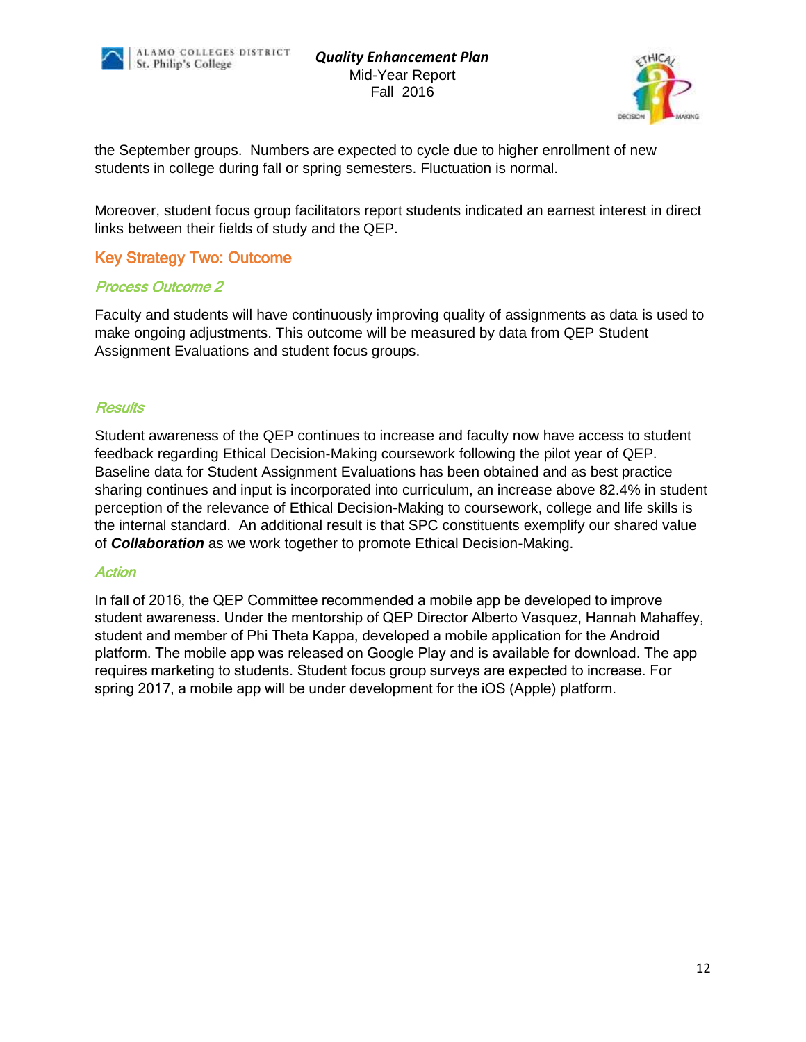the September groups. Numbers are expected to cycle due to higher enrollment of new students in college during fall or spring semesters. Fluctuation is normal.

Moreover, student focus group facilitators report students indicated an earnest interest in direct links between their fields of study and the QEP.

## Key Strategy Two: Outcome

### *Process Outcome 2*

Faculty and students will have continuously improving quality of assignments as data is used to make ongoing adjustments. This outcome will be measured by data from QEP Student Assignment Evaluations and student focus groups.

### *Results*

Student awareness of the QEP continues to increase and faculty now have access to student feedback regarding Ethical Decision-Making coursework following the pilot year of QEP. Baseline data for Student Assignment Evaluations has been obtained and as best practice sharing continues and input is incorporated into curriculum, an increase above 82.4% in student perception of the relevance of Ethical Decision-Making to coursework, college and life skills is the internal standard. An additional result is that SPC constituents exemplify our shared value of ***Collaboration*** as we work together to promote Ethical Decision-Making.

### *Action*

In fall of 2016, the QEP Committee recommended a mobile app be developed to improve student awareness. Under the mentorship of QEP Director Alberto Vasquez, Hannah Mahaffey, student and member of Phi Theta Kappa, developed a mobile application for the Android platform. The mobile app was released on Google Play and is available for download. The app requires marketing to students. Student focus group surveys are expected to increase. For spring 2017, a mobile app will be under development for the iOS (Apple) platform.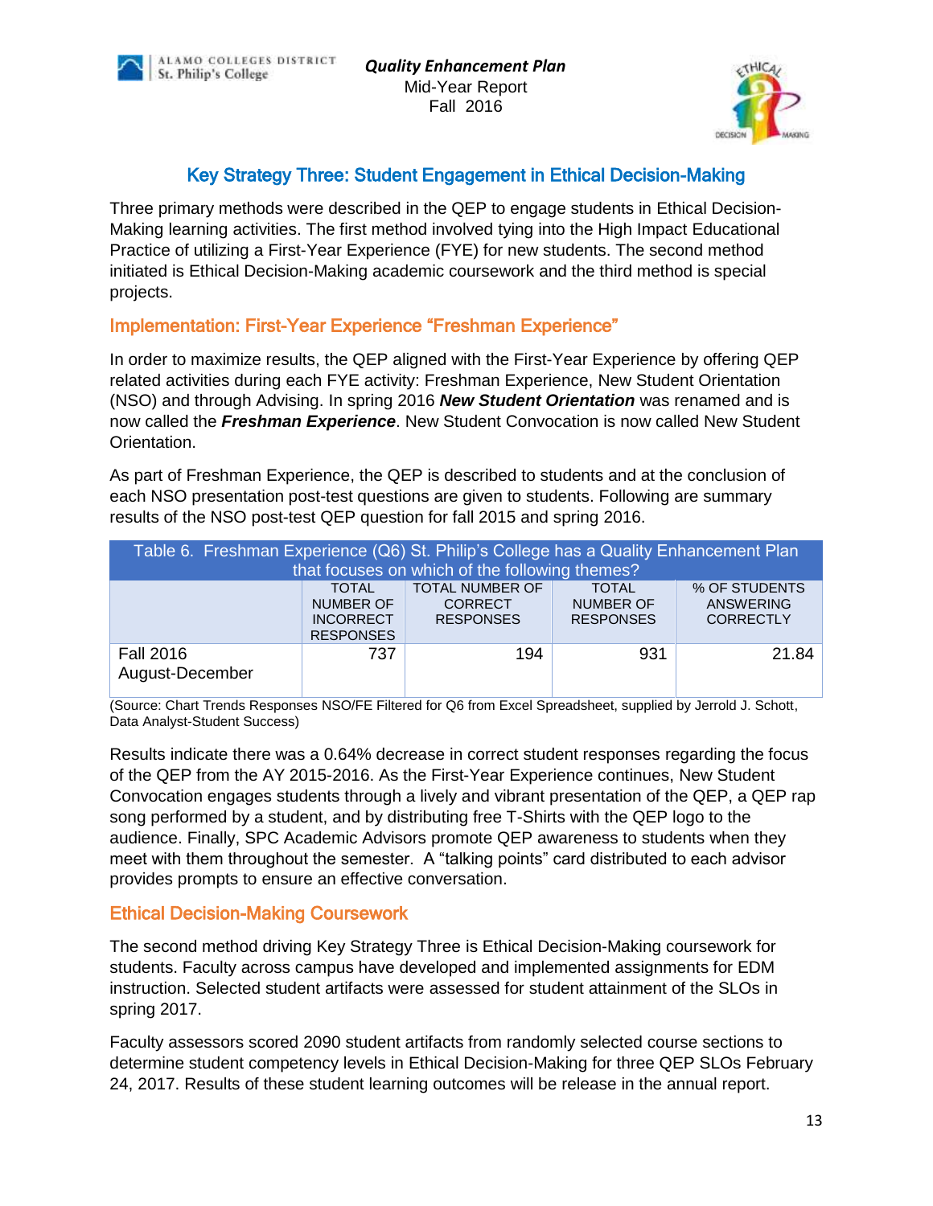## Key Strategy Three: Student Engagement in Ethical Decision-Making

Three primary methods were described in the QEP to engage students in Ethical Decision-Making learning activities. The first method involved tying into the High Impact Educational Practice of utilizing a First-Year Experience (FYE) for new students. The second method initiated is Ethical Decision-Making academic coursework and the third method is special projects.

### Implementation: First-Year Experience "Freshman Experience"

In order to maximize results, the QEP aligned with the First-Year Experience by offering QEP related activities during each FYE activity: Freshman Experience, New Student Orientation (NSO) and through Advising. In spring 2016 ***New Student Orientation*** was renamed and is now called the ***Freshman Experience***. New Student Convocation is now called New Student Orientation.

As part of Freshman Experience, the QEP is described to students and at the conclusion of each NSO presentation post-test questions are given to students. Following are summary results of the NSO post-test QEP question for fall 2015 and spring 2016.

Table 6. Freshman Experience (Q6) St. Philip's College has a Quality Enhancement Plan that focuses on which of the following themes?

| | TOTAL NUMBER OF INCORRECT RESPONSES | TOTAL NUMBER OF CORRECT RESPONSES | TOTAL NUMBER OF RESPONSES | % OF STUDENTS ANSWERING CORRECTLY |
|---|---|---|---|---|
| Fall 2016 August-December | 737 | 194 | 931 | 21.84 |

(Source: Chart Trends Responses NSO/FE Filtered for Q6 from Excel Spreadsheet, supplied by Jerrold J. Schott, Data Analyst-Student Success)

Results indicate there was a 0.64% decrease in correct student responses regarding the focus of the QEP from the AY 2015-2016. As the First-Year Experience continues, New Student Convocation engages students through a lively and vibrant presentation of the QEP, a QEP rap song performed by a student, and by distributing free T-Shirts with the QEP logo to the audience. Finally, SPC Academic Advisors promote QEP awareness to students when they meet with them throughout the semester. A "talking points" card distributed to each advisor provides prompts to ensure an effective conversation.

### Ethical Decision-Making Coursework

The second method driving Key Strategy Three is Ethical Decision-Making coursework for students. Faculty across campus have developed and implemented assignments for EDM instruction. Selected student artifacts were assessed for student attainment of the SLOs in spring 2017.

Faculty assessors scored 2090 student artifacts from randomly selected course sections to determine student competency levels in Ethical Decision-Making for three QEP SLOs February 24, 2017. Results of these student learning outcomes will be release in the annual report.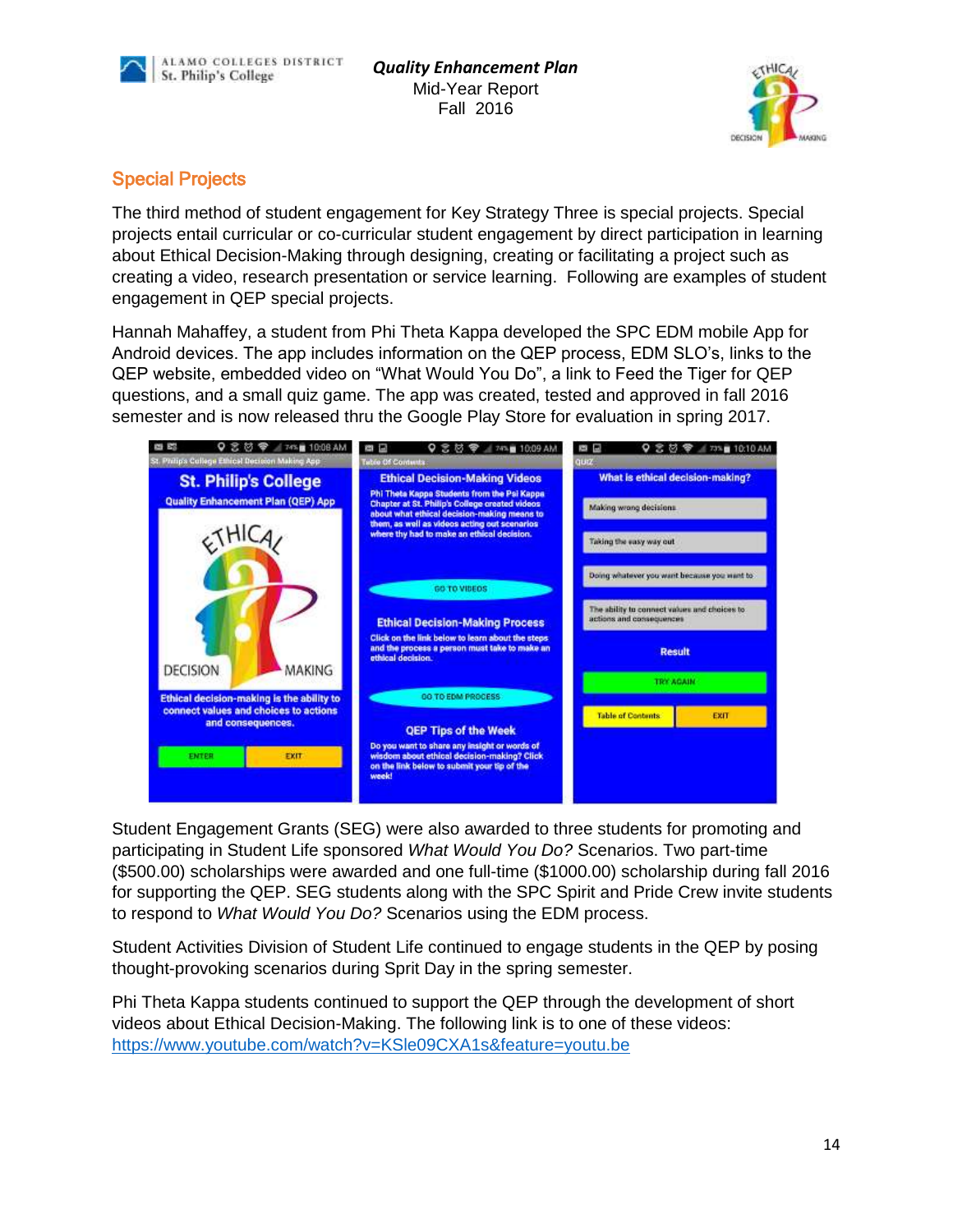## Special Projects

The third method of student engagement for Key Strategy Three is special projects. Special projects entail curricular or co-curricular student engagement by direct participation in learning about Ethical Decision-Making through designing, creating or facilitating a project such as creating a video, research presentation or service learning. Following are examples of student engagement in QEP special projects.

Hannah Mahaffey, a student from Phi Theta Kappa developed the SPC EDM mobile App for Android devices. The app includes information on the QEP process, EDM SLO's, links to the QEP website, embedded video on "What Would You Do", a link to Feed the Tiger for QEP questions, and a small quiz game. The app was created, tested and approved in fall 2016 semester and is now released thru the Google Play Store for evaluation in spring 2017.

Student Engagement Grants (SEG) were also awarded to three students for promoting and participating in Student Life sponsored *What Would You Do?* Scenarios. Two part-time ($500.00) scholarships were awarded and one full-time ($1000.00) scholarship during fall 2016 for supporting the QEP. SEG students along with the SPC Spirit and Pride Crew invite students to respond to *What Would You Do?* Scenarios using the EDM process.

Student Activities Division of Student Life continued to engage students in the QEP by posing thought-provoking scenarios during Sprit Day in the spring semester.

Phi Theta Kappa students continued to support the QEP through the development of short videos about Ethical Decision-Making. The following link is to one of these videos: https://www.youtube.com/watch?v=KSle09CXA1s&feature=youtu.be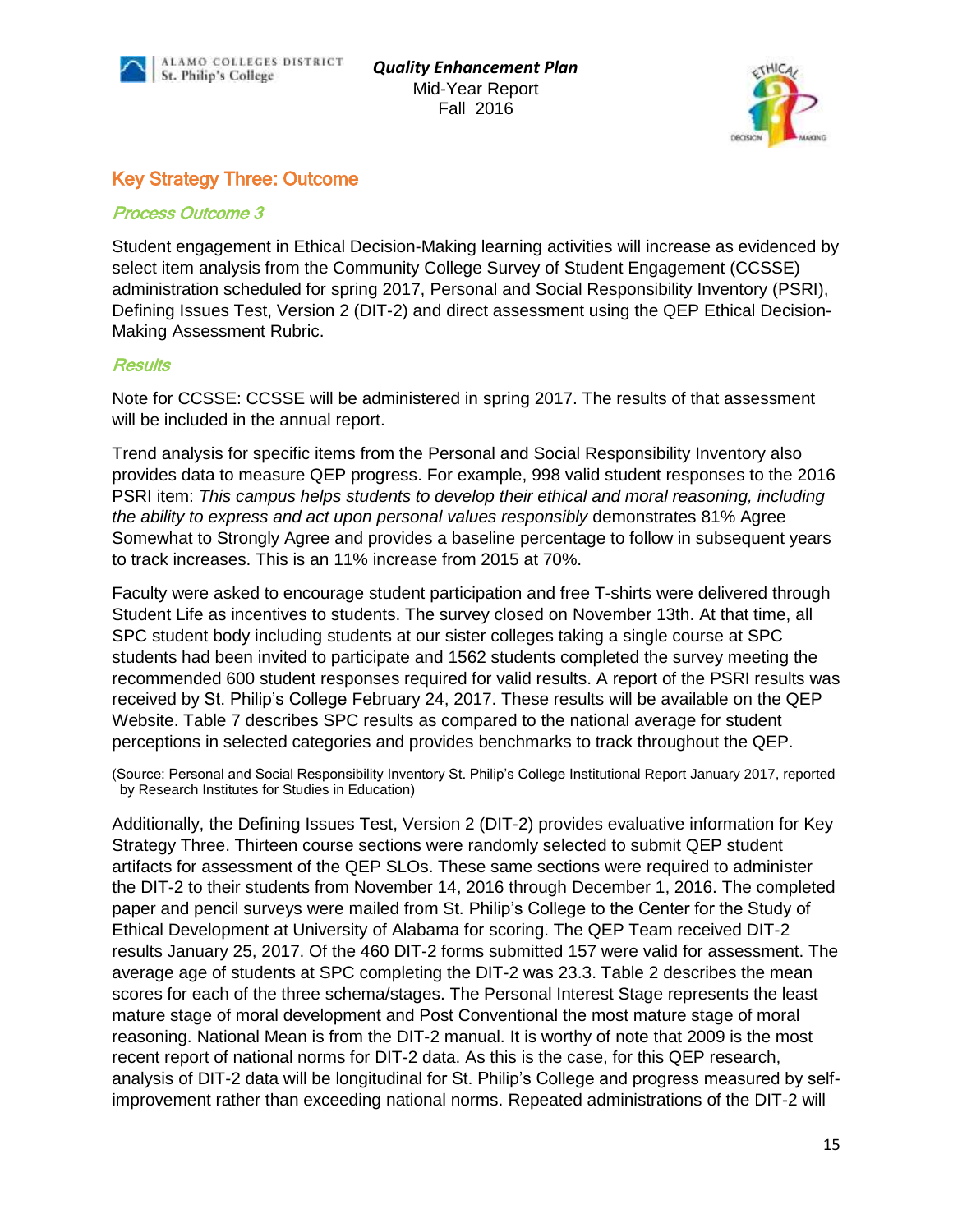## Key Strategy Three: Outcome

### *Process Outcome 3*

Student engagement in Ethical Decision-Making learning activities will increase as evidenced by select item analysis from the Community College Survey of Student Engagement (CCSSE) administration scheduled for spring 2017, Personal and Social Responsibility Inventory (PSRI), Defining Issues Test, Version 2 (DIT-2) and direct assessment using the QEP Ethical Decision-Making Assessment Rubric.

### *Results*

Note for CCSSE: CCSSE will be administered in spring 2017. The results of that assessment will be included in the annual report.

Trend analysis for specific items from the Personal and Social Responsibility Inventory also provides data to measure QEP progress. For example, 998 valid student responses to the 2016 PSRI item: *This campus helps students to develop their ethical and moral reasoning, including the ability to express and act upon personal values responsibly* demonstrates 81% Agree Somewhat to Strongly Agree and provides a baseline percentage to follow in subsequent years to track increases. This is an 11% increase from 2015 at 70%.

Faculty were asked to encourage student participation and free T-shirts were delivered through Student Life as incentives to students. The survey closed on November 13th. At that time, all SPC student body including students at our sister colleges taking a single course at SPC students had been invited to participate and 1562 students completed the survey meeting the recommended 600 student responses required for valid results. A report of the PSRI results was received by St. Philip's College February 24, 2017. These results will be available on the QEP Website. Table 7 describes SPC results as compared to the national average for student perceptions in selected categories and provides benchmarks to track throughout the QEP.

(Source: Personal and Social Responsibility Inventory St. Philip's College Institutional Report January 2017, reported by Research Institutes for Studies in Education)

Additionally, the Defining Issues Test, Version 2 (DIT-2) provides evaluative information for Key Strategy Three. Thirteen course sections were randomly selected to submit QEP student artifacts for assessment of the QEP SLOs. These same sections were required to administer the DIT-2 to their students from November 14, 2016 through December 1, 2016. The completed paper and pencil surveys were mailed from St. Philip's College to the Center for the Study of Ethical Development at University of Alabama for scoring. The QEP Team received DIT-2 results January 25, 2017. Of the 460 DIT-2 forms submitted 157 were valid for assessment. The average age of students at SPC completing the DIT-2 was 23.3. Table 2 describes the mean scores for each of the three schema/stages. The Personal Interest Stage represents the least mature stage of moral development and Post Conventional the most mature stage of moral reasoning. National Mean is from the DIT-2 manual. It is worthy of note that 2009 is the most recent report of national norms for DIT-2 data. As this is the case, for this QEP research, analysis of DIT-2 data will be longitudinal for St. Philip's College and progress measured by self-improvement rather than exceeding national norms. Repeated administrations of the DIT-2 will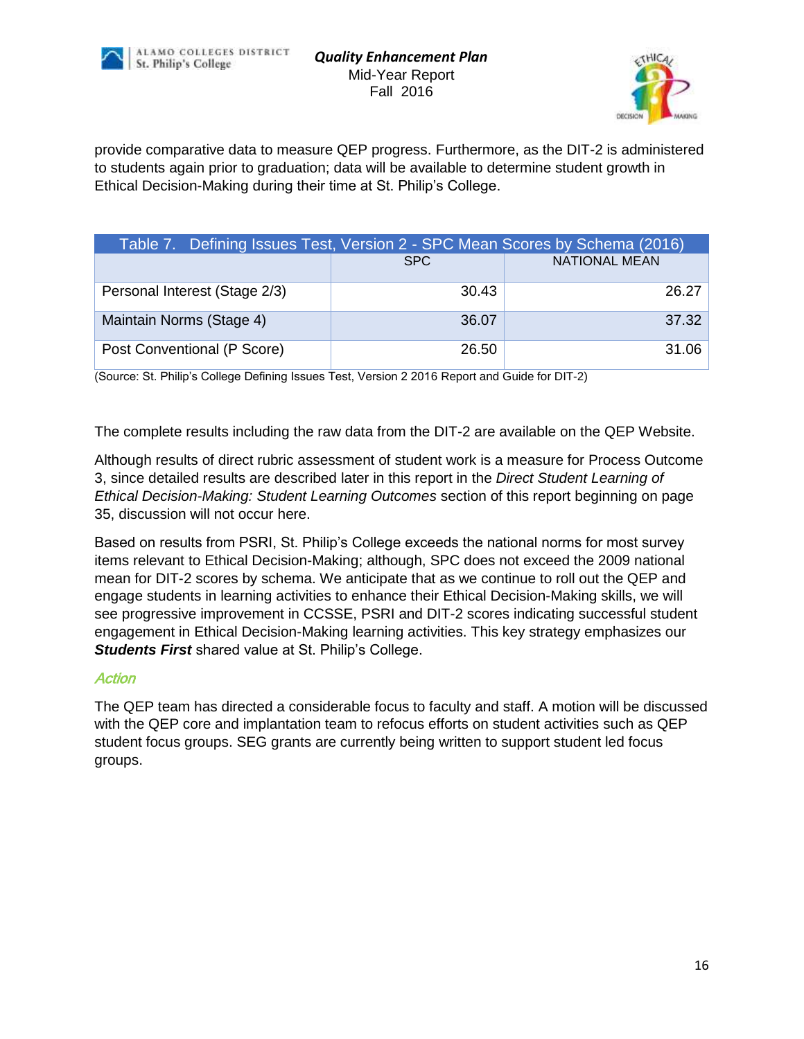provide comparative data to measure QEP progress. Furthermore, as the DIT-2 is administered to students again prior to graduation; data will be available to determine student growth in Ethical Decision-Making during their time at St. Philip's College.

| Table 7. Defining Issues Test, Version 2 - SPC Mean Scores by Schema (2016) | | |
|---|---|---|
| | SPC | NATIONAL MEAN |
| Personal Interest (Stage 2/3) | 30.43 | 26.27 |
| Maintain Norms (Stage 4) | 36.07 | 37.32 |
| Post Conventional (P Score) | 26.50 | 31.06 |

(Source: St. Philip's College Defining Issues Test, Version 2 2016 Report and Guide for DIT-2)

The complete results including the raw data from the DIT-2 are available on the QEP Website.

Although results of direct rubric assessment of student work is a measure for Process Outcome 3, since detailed results are described later in this report in the *Direct Student Learning of Ethical Decision-Making: Student Learning Outcomes* section of this report beginning on page 35, discussion will not occur here.

Based on results from PSRI, St. Philip's College exceeds the national norms for most survey items relevant to Ethical Decision-Making; although, SPC does not exceed the 2009 national mean for DIT-2 scores by schema. We anticipate that as we continue to roll out the QEP and engage students in learning activities to enhance their Ethical Decision-Making skills, we will see progressive improvement in CCSSE, PSRI and DIT-2 scores indicating successful student engagement in Ethical Decision-Making learning activities. This key strategy emphasizes our ***Students First*** shared value at St. Philip's College.

### *Action*

The QEP team has directed a considerable focus to faculty and staff. A motion will be discussed with the QEP core and implantation team to refocus efforts on student activities such as QEP student focus groups. SEG grants are currently being written to support student led focus groups.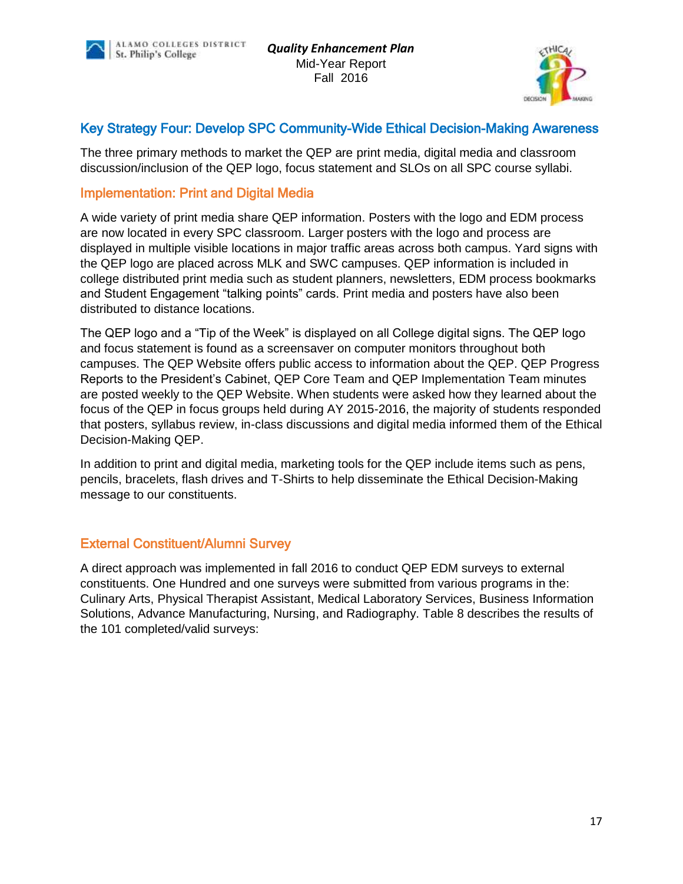## Key Strategy Four: Develop SPC Community-Wide Ethical Decision-Making Awareness

The three primary methods to market the QEP are print media, digital media and classroom discussion/inclusion of the QEP logo, focus statement and SLOs on all SPC course syllabi.

### Implementation: Print and Digital Media

A wide variety of print media share QEP information. Posters with the logo and EDM process are now located in every SPC classroom. Larger posters with the logo and process are displayed in multiple visible locations in major traffic areas across both campus. Yard signs with the QEP logo are placed across MLK and SWC campuses. QEP information is included in college distributed print media such as student planners, newsletters, EDM process bookmarks and Student Engagement "talking points" cards. Print media and posters have also been distributed to distance locations.

The QEP logo and a "Tip of the Week" is displayed on all College digital signs. The QEP logo and focus statement is found as a screensaver on computer monitors throughout both campuses. The QEP Website offers public access to information about the QEP. QEP Progress Reports to the President's Cabinet, QEP Core Team and QEP Implementation Team minutes are posted weekly to the QEP Website. When students were asked how they learned about the focus of the QEP in focus groups held during AY 2015-2016, the majority of students responded that posters, syllabus review, in-class discussions and digital media informed them of the Ethical Decision-Making QEP.

In addition to print and digital media, marketing tools for the QEP include items such as pens, pencils, bracelets, flash drives and T-Shirts to help disseminate the Ethical Decision-Making message to our constituents.

### External Constituent/Alumni Survey

A direct approach was implemented in fall 2016 to conduct QEP EDM surveys to external constituents. One Hundred and one surveys were submitted from various programs in the: Culinary Arts, Physical Therapist Assistant, Medical Laboratory Services, Business Information Solutions, Advance Manufacturing, Nursing, and Radiography. Table 8 describes the results of the 101 completed/valid surveys: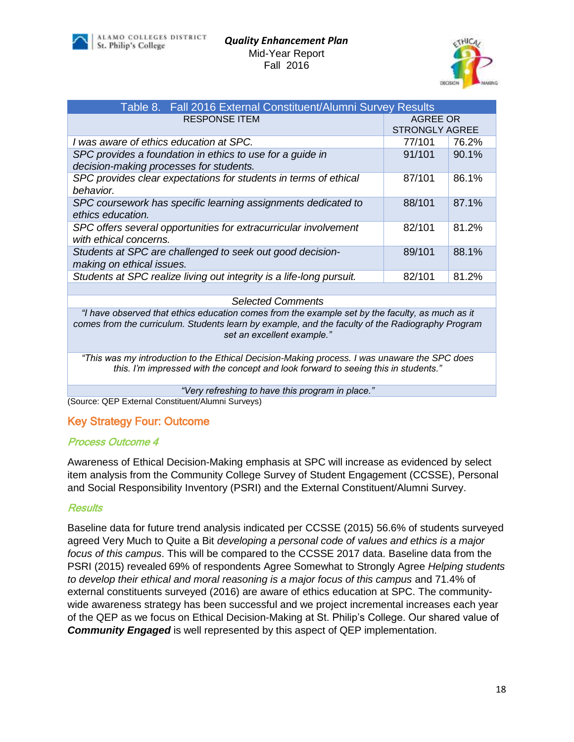| Table 8. Fall 2016 External Constituent/Alumni Survey Results | | |
|---|---|---|
| RESPONSE ITEM | AGREE OR STRONGLY AGREE | |
| *I was aware of ethics education at SPC.* | 77/101 | 76.2% |
| *SPC provides a foundation in ethics to use for a guide in decision-making processes for students.* | 91/101 | 90.1% |
| *SPC provides clear expectations for students in terms of ethical behavior.* | 87/101 | 86.1% |
| *SPC coursework has specific learning assignments dedicated to ethics education.* | 88/101 | 87.1% |
| *SPC offers several opportunities for extracurricular involvement with ethical concerns.* | 82/101 | 81.2% |
| *Students at SPC are challenged to seek out good decision-making on ethical issues.* | 89/101 | 88.1% |
| *Students at SPC realize living out integrity is a life-long pursuit.* | 82/101 | 81.2% |
| | | |
| *Selected Comments* | | |
| *"I have observed that ethics education comes from the example set by the faculty, as much as it comes from the curriculum. Students learn by example, and the faculty of the Radiography Program set an excellent example."* | | |
| *"This was my introduction to the Ethical Decision-Making process. I was unaware the SPC does this. I'm impressed with the concept and look forward to seeing this in students."* | | |
| *"Very refreshing to have this program in place."* | | |

(Source: QEP External Constituent/Alumni Surveys)

## Key Strategy Four: Outcome

### *Process Outcome 4*

Awareness of Ethical Decision-Making emphasis at SPC will increase as evidenced by select item analysis from the Community College Survey of Student Engagement (CCSSE), Personal and Social Responsibility Inventory (PSRI) and the External Constituent/Alumni Survey.

### *Results*

Baseline data for future trend analysis indicated per CCSSE (2015) 56.6% of students surveyed agreed Very Much to Quite a Bit *developing a personal code of values and ethics is a major focus of this campus*. This will be compared to the CCSSE 2017 data. Baseline data from the PSRI (2015) revealed 69% of respondents Agree Somewhat to Strongly Agree *Helping students to develop their ethical and moral reasoning is a major focus of this campus* and 71.4% of external constituents surveyed (2016) are aware of ethics education at SPC. The community-wide awareness strategy has been successful and we project incremental increases each year of the QEP as we focus on Ethical Decision-Making at St. Philip's College. Our shared value of ***Community Engaged*** is well represented by this aspect of QEP implementation.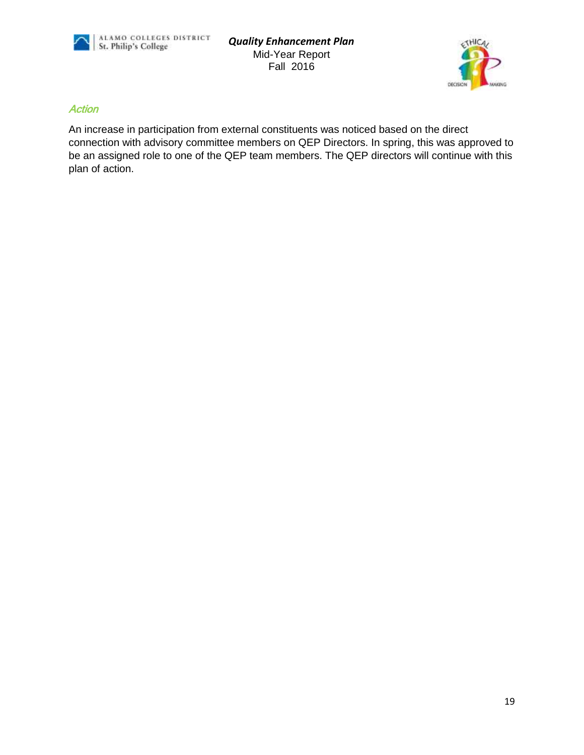### *Action*

An increase in participation from external constituents was noticed based on the direct connection with advisory committee members on QEP Directors. In spring, this was approved to be an assigned role to one of the QEP team members. The QEP directors will continue with this plan of action.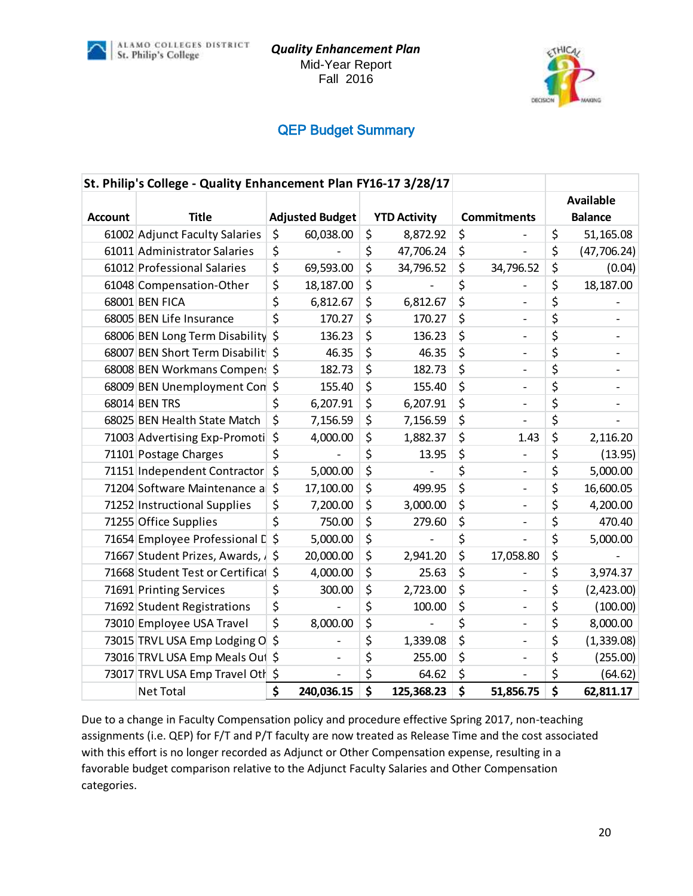# Quality Enhancement Plan

Mid-Year Report

Fall 2016

## QEP Budget Summary

| St. Philip's College - Quality Enhancement Plan FY16-17 3/28/17 | | | | | |
|---|---|---|---|---|---|
| Account | Title | Adjusted Budget | YTD Activity | Commitments | Available Balance |
| 61002 | Adjunct Faculty Salaries | $ 60,038.00 | $ 8,872.92 | $ - | $ 51,165.08 |
| 61011 | Administrator Salaries | $ - | $ 47,706.24 | $ - | $ (47,706.24) |
| 61012 | Professional Salaries | $ 69,593.00 | $ 34,796.52 | $ 34,796.52 | $ (0.04) |
| 61048 | Compensation-Other | $ 18,187.00 | $ - | $ - | $ 18,187.00 |
| 68001 | BEN FICA | $ 6,812.67 | $ 6,812.67 | $ - | $ - |
| 68005 | BEN Life Insurance | $ 170.27 | $ 170.27 | $ - | $ - |
| 68006 | BEN Long Term Disability | $ 136.23 | $ 136.23 | $ - | $ - |
| 68007 | BEN Short Term Disabilit | $ 46.35 | $ 46.35 | $ - | $ - |
| 68008 | BEN Workmans Compens | $ 182.73 | $ 182.73 | $ - | $ - |
| 68009 | BEN Unemployment Con | $ 155.40 | $ 155.40 | $ - | $ - |
| 68014 | BEN TRS | $ 6,207.91 | $ 6,207.91 | $ - | $ - |
| 68025 | BEN Health State Match | $ 7,156.59 | $ 7,156.59 | $ - | $ - |
| 71003 | Advertising Exp-Promoti | $ 4,000.00 | $ 1,882.37 | $ 1.43 | $ 2,116.20 |
| 71101 | Postage Charges | $ - | $ 13.95 | $ - | $ (13.95) |
| 71151 | Independent Contractor | $ 5,000.00 | $ - | $ - | $ 5,000.00 |
| 71204 | Software Maintenance a | $ 17,100.00 | $ 499.95 | $ - | $ 16,600.05 |
| 71252 | Instructional Supplies | $ 7,200.00 | $ 3,000.00 | $ - | $ 4,200.00 |
| 71255 | Office Supplies | $ 750.00 | $ 279.60 | $ - | $ 470.40 |
| 71654 | Employee Professional D | $ 5,000.00 | $ - | $ - | $ 5,000.00 |
| 71667 | Student Prizes, Awards, / | $ 20,000.00 | $ 2,941.20 | $ 17,058.80 | $ - |
| 71668 | Student Test or Certificat | $ 4,000.00 | $ 25.63 | $ - | $ 3,974.37 |
| 71691 | Printing Services | $ 300.00 | $ 2,723.00 | $ - | $ (2,423.00) |
| 71692 | Student Registrations | $ - | $ 100.00 | $ - | $ (100.00) |
| 73010 | Employee USA Travel | $ 8,000.00 | $ - | $ - | $ 8,000.00 |
| 73015 | TRVL USA Emp Lodging O | $ - | $ 1,339.08 | $ - | $ (1,339.08) |
| 73016 | TRVL USA Emp Meals Out | $ - | $ 255.00 | $ - | $ (255.00) |
| 73017 | TRVL USA Emp Travel Oth | $ - | $ 64.62 | $ - | $ (64.62) |
| | Net Total | **$ 240,036.15** | **$ 125,368.23** | **$ 51,856.75** | **$ 62,811.17** |

Due to a change in Faculty Compensation policy and procedure effective Spring 2017, non-teaching assignments (i.e. QEP) for F/T and P/T faculty are now treated as Release Time and the cost associated with this effort is no longer recorded as Adjunct or Other Compensation expense, resulting in a favorable budget comparison relative to the Adjunct Faculty Salaries and Other Compensation categories.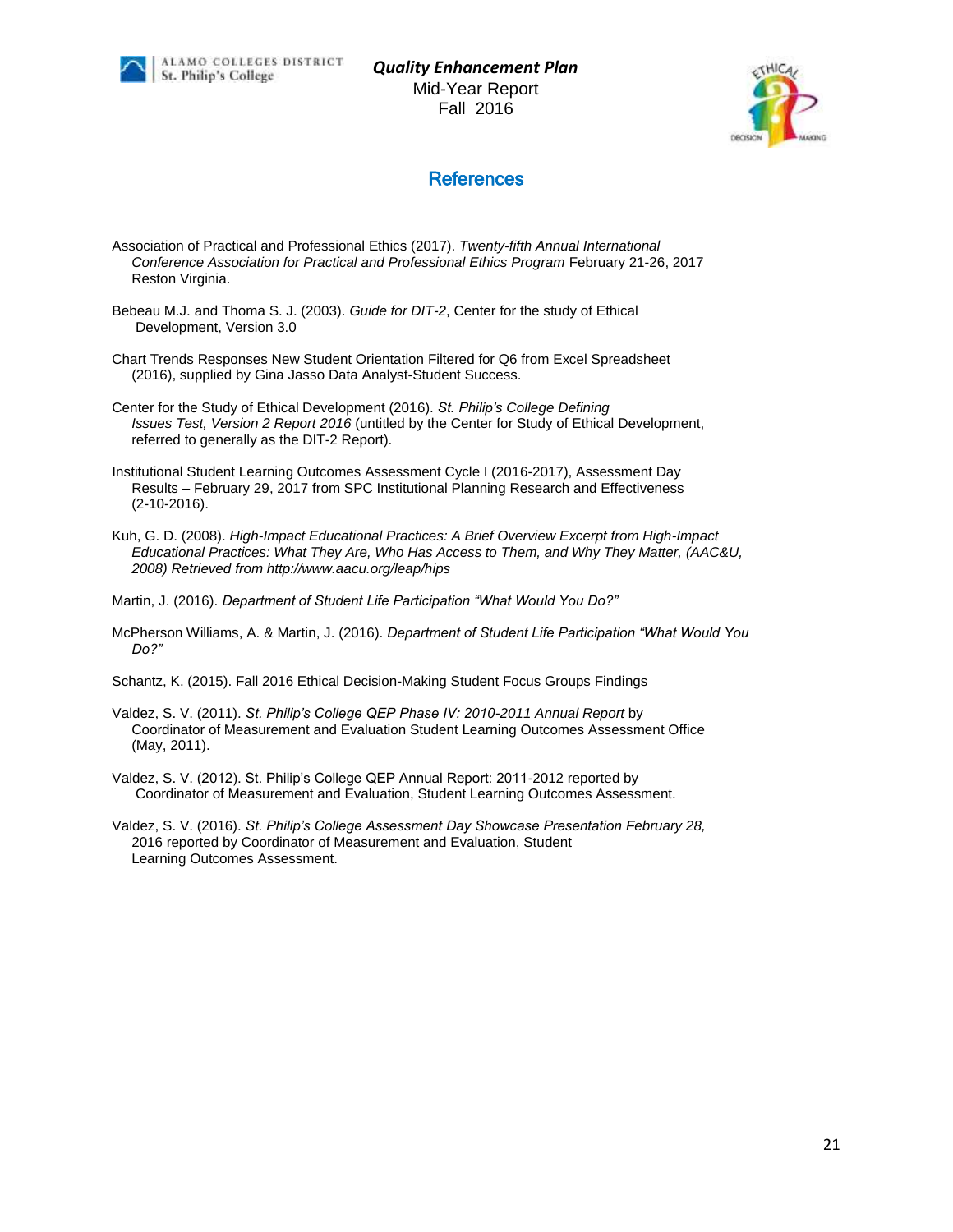## References

Association of Practical and Professional Ethics (2017). *Twenty-fifth Annual International Conference Association for Practical and Professional Ethics Program* February 21-26, 2017 Reston Virginia.

Bebeau M.J. and Thoma S. J. (2003). *Guide for DIT-2*, Center for the study of Ethical Development, Version 3.0

Chart Trends Responses New Student Orientation Filtered for Q6 from Excel Spreadsheet (2016), supplied by Gina Jasso Data Analyst-Student Success.

Center for the Study of Ethical Development (2016). *St. Philip's College Defining Issues Test, Version 2 Report 2016* (untitled by the Center for Study of Ethical Development, referred to generally as the DIT-2 Report).

Institutional Student Learning Outcomes Assessment Cycle I (2016-2017), Assessment Day Results – February 29, 2017 from SPC Institutional Planning Research and Effectiveness (2-10-2016).

Kuh, G. D. (2008). *High-Impact Educational Practices: A Brief Overview Excerpt from High-Impact Educational Practices: What They Are, Who Has Access to Them, and Why They Matter, (AAC&U, 2008) Retrieved from http://www.aacu.org/leap/hips*

Martin, J. (2016). *Department of Student Life Participation "What Would You Do?"*

McPherson Williams, A. & Martin, J. (2016). *Department of Student Life Participation "What Would You Do?"*

Schantz, K. (2015). Fall 2016 Ethical Decision-Making Student Focus Groups Findings

Valdez, S. V. (2011). *St. Philip's College QEP Phase IV: 2010-2011 Annual Report* by Coordinator of Measurement and Evaluation Student Learning Outcomes Assessment Office (May, 2011).

Valdez, S. V. (2012). St. Philip's College QEP Annual Report: 2011-2012 reported by Coordinator of Measurement and Evaluation, Student Learning Outcomes Assessment.

Valdez, S. V. (2016). *St. Philip's College Assessment Day Showcase Presentation February 28,* 2016 reported by Coordinator of Measurement and Evaluation, Student Learning Outcomes Assessment.